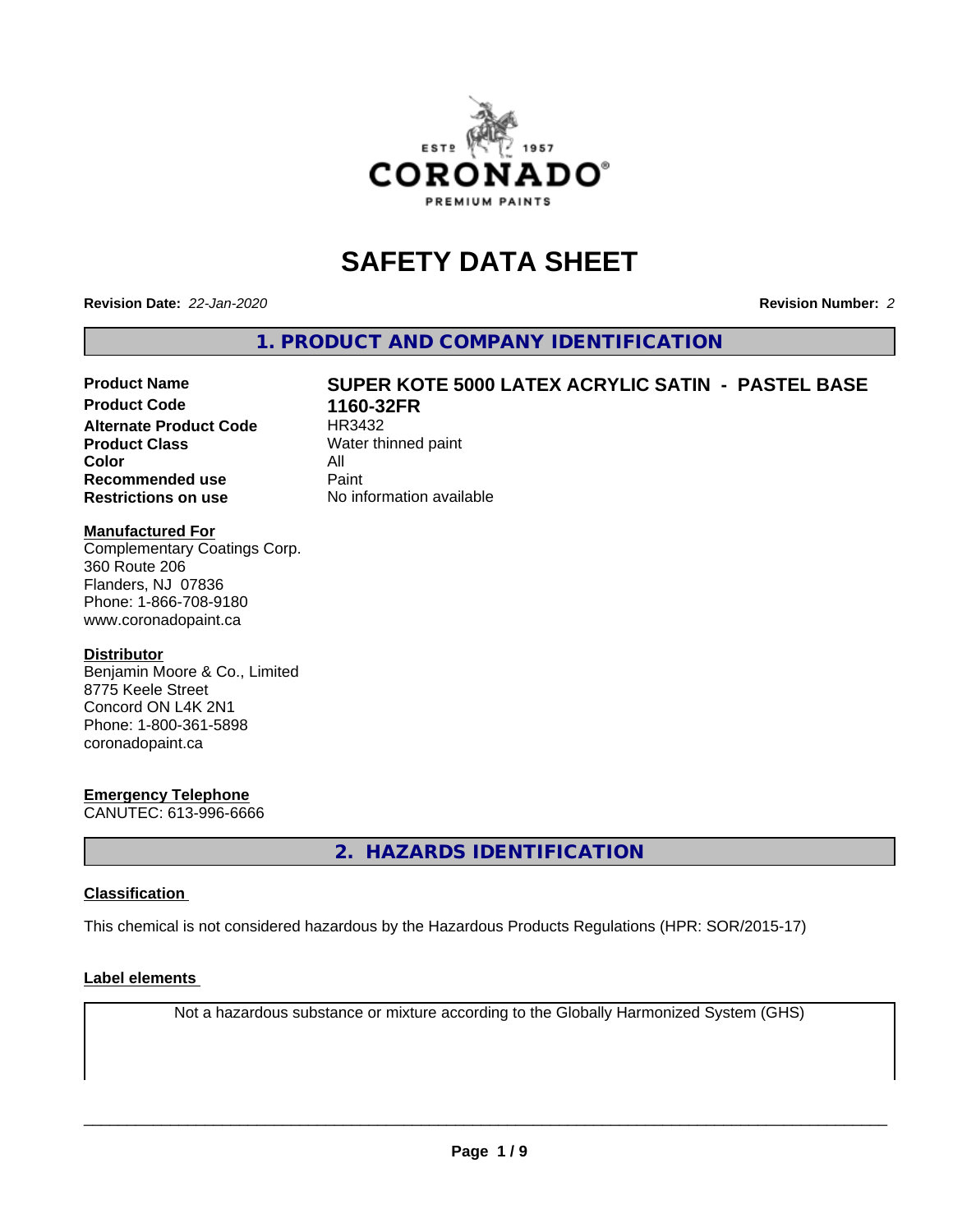# SAFETY DATA SHEET

**Revision Date:** *22-Jan-2020*

**Revision Number:** *2*

## 1. PRODUCT AND COMPANY IDENTIFICATION

| | |
|---|---|
| **Product Name** | **SUPER KOTE 5000 LATEX ACRYLIC SATIN - PASTEL BASE** |
| **Product Code** | **1160-32FR** |
| **Alternate Product Code** | HR3432 |
| **Product Class** | Water thinned paint |
| **Color** | All |
| **Recommended use** | Paint |
| **Restrictions on use** | No information available |

**Manufactured For**
Complementary Coatings Corp.
360 Route 206
Flanders, NJ 07836
Phone: 1-866-708-9180
www.coronadopaint.ca

**Distributor**
Benjamin Moore & Co., Limited
8775 Keele Street
Concord ON L4K 2N1
Phone: 1-800-361-5898
coronadopaint.ca

**Emergency Telephone**
CANUTEC: 613-996-6666

## 2. HAZARDS IDENTIFICATION

**Classification**

This chemical is not considered hazardous by the Hazardous Products Regulations (HPR: SOR/2015-17)

**Label elements**

Not a hazardous substance or mixture according to the Globally Harmonized System (GHS)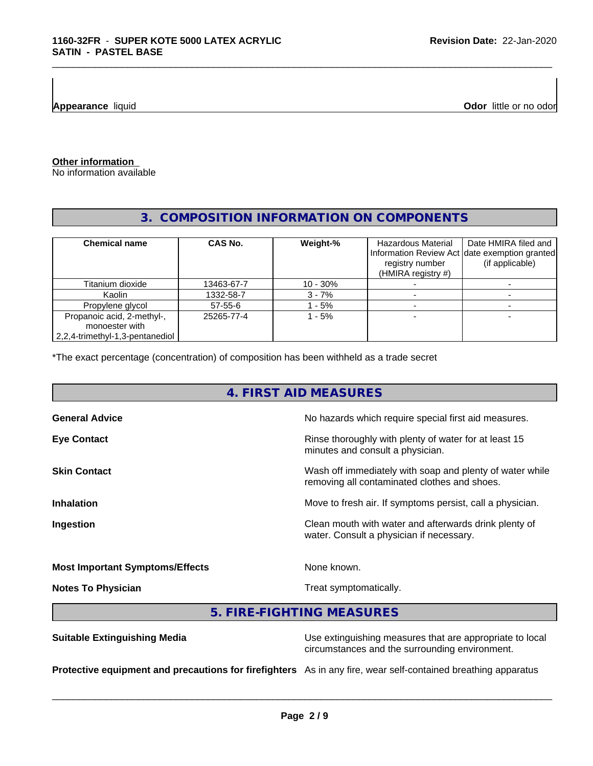**Appearance** liquid

**Odor** little or no odor

**Other information**

No information available

## 3. COMPOSITION INFORMATION ON COMPONENTS

| Chemical name | CAS No. | Weight-% | Hazardous Material Information Review Act registry number (HMIRA registry #) | Date HMIRA filed and date exemption granted (if applicable) |
|---|---|---|---|---|
| Titanium dioxide | 13463-67-7 | 10 - 30% | - | - |
| Kaolin | 1332-58-7 | 3 - 7% | - | - |
| Propylene glycol | 57-55-6 | 1 - 5% | - | - |
| Propanoic acid, 2-methyl-, monoester with 2,2,4-trimethyl-1,3-pentanediol | 25265-77-4 | 1 - 5% | - | - |

*The exact percentage (concentration) of composition has been withheld as a trade secret

## 4. FIRST AID MEASURES

**General Advice** No hazards which require special first aid measures.

**Eye Contact** Rinse thoroughly with plenty of water for at least 15 minutes and consult a physician.

**Skin Contact** Wash off immediately with soap and plenty of water while removing all contaminated clothes and shoes.

**Inhalation** Move to fresh air. If symptoms persist, call a physician.

**Ingestion** Clean mouth with water and afterwards drink plenty of water. Consult a physician if necessary.

**Most Important Symptoms/Effects** None known.

**Notes To Physician** Treat symptomatically.

## 5. FIRE-FIGHTING MEASURES

**Suitable Extinguishing Media** Use extinguishing measures that are appropriate to local circumstances and the surrounding environment.

**Protective equipment and precautions for firefighters** As in any fire, wear self-contained breathing apparatus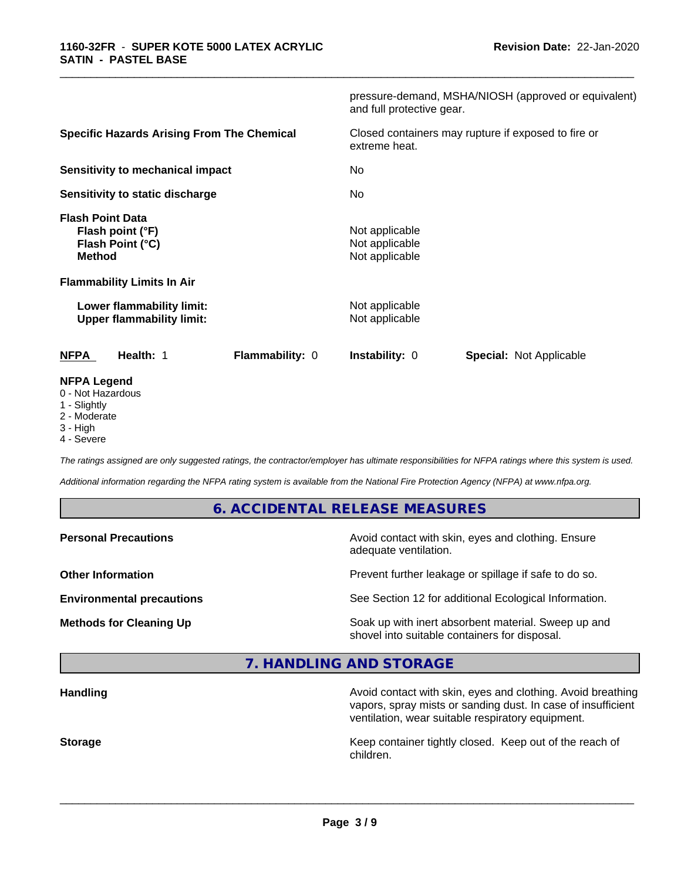| | |
|---|---|
| | pressure-demand, MSHA/NIOSH (approved or equivalent) and full protective gear. |
| **Specific Hazards Arising From The Chemical** | Closed containers may rupture if exposed to fire or extreme heat. |
| **Sensitivity to mechanical impact** | No |
| **Sensitivity to static discharge** | No |
| **Flash Point Data** | |
| **Flash point (°F)** | Not applicable |
| **Flash Point (°C)** | Not applicable |
| **Method** | Not applicable |
| **Flammability Limits In Air** | |
| **Lower flammability limit:** | Not applicable |
| **Upper flammability limit:** | Not applicable |

| **NFPA** | **Health:** 1 | **Flammability:** 0 | **Instability:** 0 | **Special:** Not Applicable |
|---|---|---|---|---|

**NFPA Legend**
- 0 - Not Hazardous
- 1 - Slightly
- 2 - Moderate
- 3 - High
- 4 - Severe

*The ratings assigned are only suggested ratings, the contractor/employer has ultimate responsibilities for NFPA ratings where this system is used.*

*Additional information regarding the NFPA rating system is available from the National Fire Protection Agency (NFPA) at www.nfpa.org.*

## 6. ACCIDENTAL RELEASE MEASURES

| | |
|---|---|
| **Personal Precautions** | Avoid contact with skin, eyes and clothing. Ensure adequate ventilation. |
| **Other Information** | Prevent further leakage or spillage if safe to do so. |
| **Environmental precautions** | See Section 12 for additional Ecological Information. |
| **Methods for Cleaning Up** | Soak up with inert absorbent material. Sweep up and shovel into suitable containers for disposal. |

## 7. HANDLING AND STORAGE

| | |
|---|---|
| **Handling** | Avoid contact with skin, eyes and clothing. Avoid breathing vapors, spray mists or sanding dust. In case of insufficient ventilation, wear suitable respiratory equipment. |
| **Storage** | Keep container tightly closed. Keep out of the reach of children. |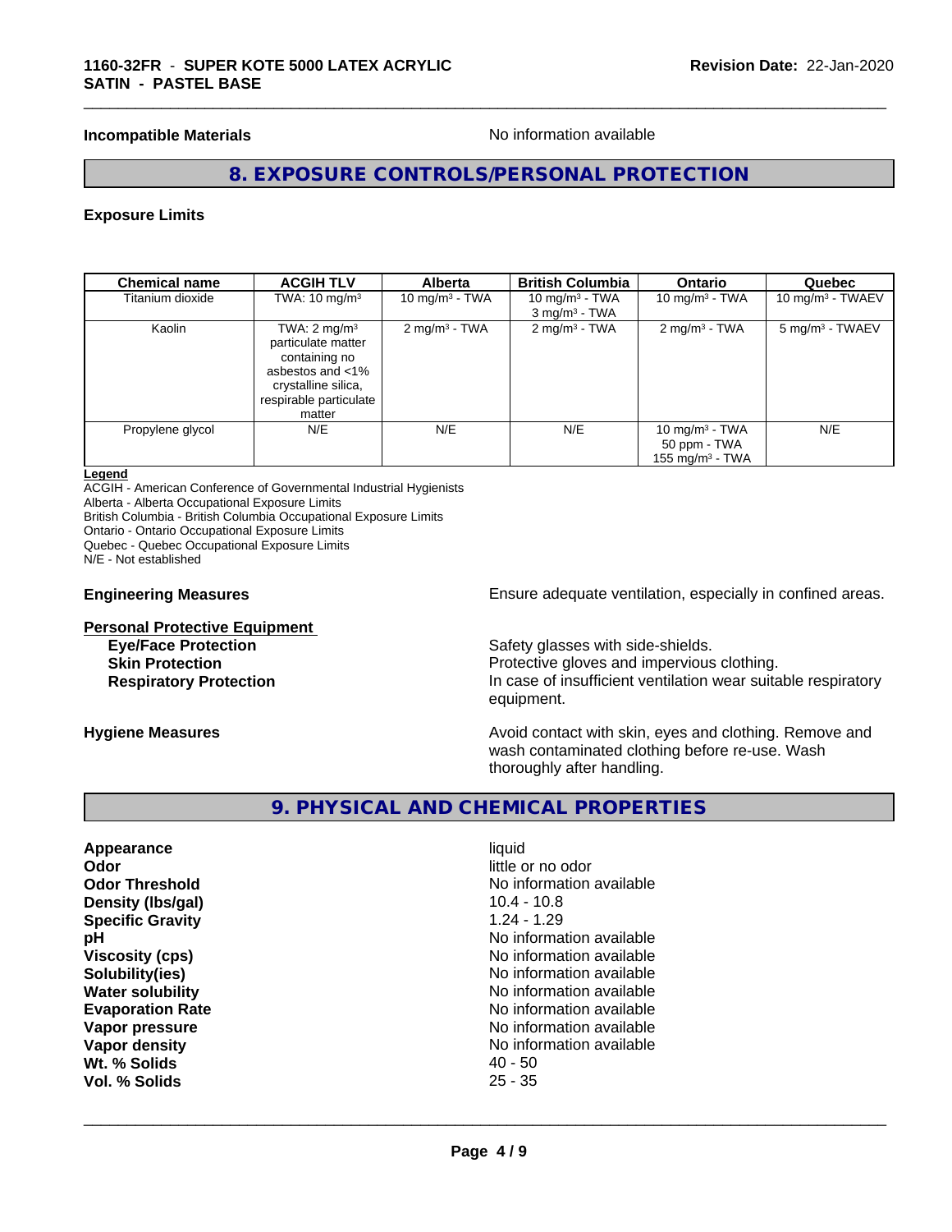**Incompatible Materials** No information available

## 8. EXPOSURE CONTROLS/PERSONAL PROTECTION

**Exposure Limits**

| Chemical name | ACGIH TLV | Alberta | British Columbia | Ontario | Quebec |
|---|---|---|---|---|---|
| Titanium dioxide | TWA: 10 mg/m³ | 10 mg/m³ - TWA | 10 mg/m³ - TWA<br>3 mg/m³ - TWA | 10 mg/m³ - TWA | 10 mg/m³ - TWAEV |
| Kaolin | TWA: 2 mg/m³ particulate matter containing no asbestos and <1% crystalline silica, respirable particulate matter | 2 mg/m³ - TWA | 2 mg/m³ - TWA | 2 mg/m³ - TWA | 5 mg/m³ - TWAEV |
| Propylene glycol | N/E | N/E | N/E | 10 mg/m³ - TWA<br>50 ppm - TWA<br>155 mg/m³ - TWA | N/E |

**Legend**
ACGIH - American Conference of Governmental Industrial Hygienists
Alberta - Alberta Occupational Exposure Limits
British Columbia - British Columbia Occupational Exposure Limits
Ontario - Ontario Occupational Exposure Limits
Quebec - Quebec Occupational Exposure Limits
N/E - Not established

**Engineering Measures** Ensure adequate ventilation, especially in confined areas.

**Personal Protective Equipment**

**Eye/Face Protection** Safety glasses with side-shields.
**Skin Protection** Protective gloves and impervious clothing.
**Respiratory Protection** In case of insufficient ventilation wear suitable respiratory equipment.

**Hygiene Measures** Avoid contact with skin, eyes and clothing. Remove and wash contaminated clothing before re-use. Wash thoroughly after handling.

## 9. PHYSICAL AND CHEMICAL PROPERTIES

**Appearance** liquid
**Odor** little or no odor
**Odor Threshold** No information available
**Density (lbs/gal)** 10.4 - 10.8
**Specific Gravity** 1.24 - 1.29
**pH** No information available
**Viscosity (cps)** No information available
**Solubility(ies)** No information available
**Water solubility** No information available
**Evaporation Rate** No information available
**Vapor pressure** No information available
**Vapor density** No information available
**Wt. % Solids** 40 - 50
**Vol. % Solids** 25 - 35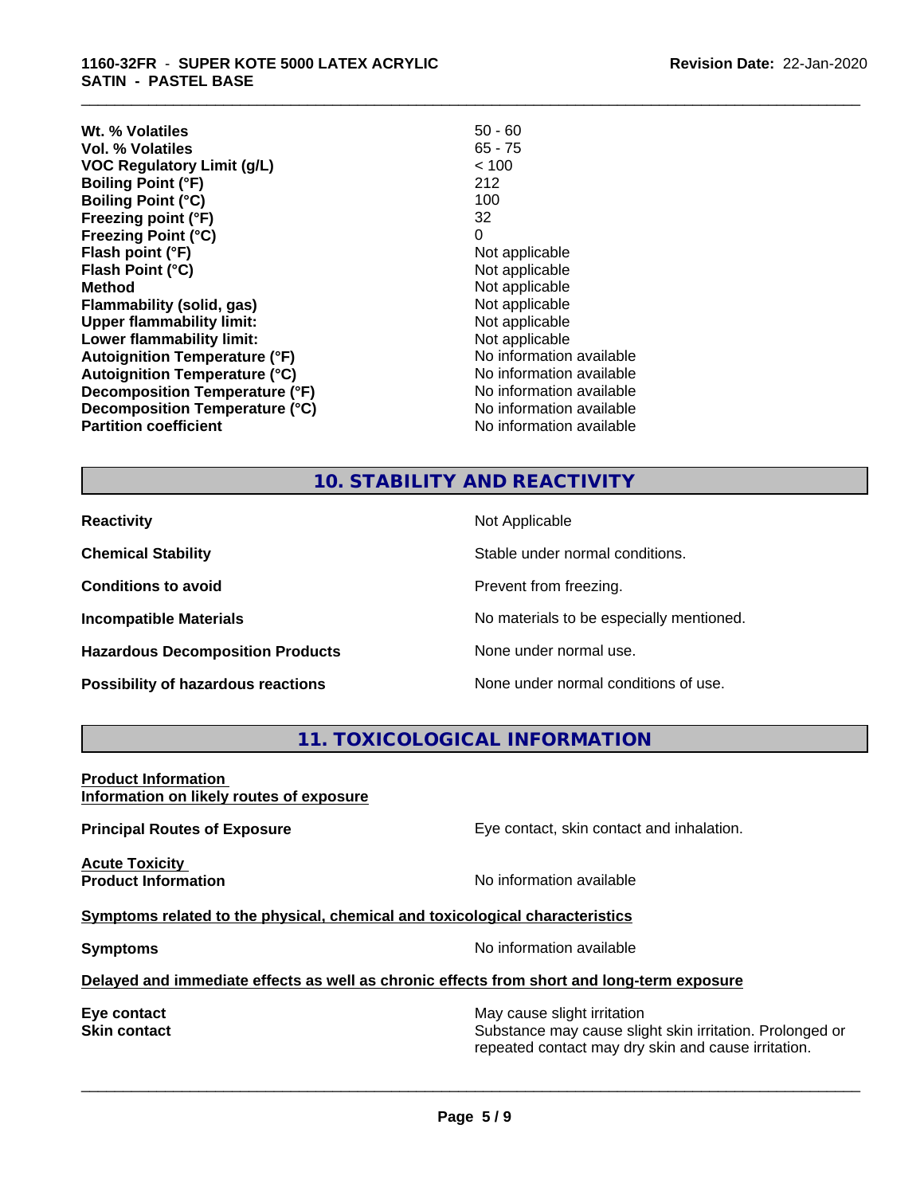| | |
|---|---|
| **Wt. % Volatiles** | 50 - 60 |
| **Vol. % Volatiles** | 65 - 75 |
| **VOC Regulatory Limit (g/L)** | < 100 |
| **Boiling Point (°F)** | 212 |
| **Boiling Point (°C)** | 100 |
| **Freezing point (°F)** | 32 |
| **Freezing Point (°C)** | 0 |
| **Flash point (°F)** | Not applicable |
| **Flash Point (°C)** | Not applicable |
| **Method** | Not applicable |
| **Flammability (solid, gas)** | Not applicable |
| **Upper flammability limit:** | Not applicable |
| **Lower flammability limit:** | Not applicable |
| **Autoignition Temperature (°F)** | No information available |
| **Autoignition Temperature (°C)** | No information available |
| **Decomposition Temperature (°F)** | No information available |
| **Decomposition Temperature (°C)** | No information available |
| **Partition coefficient** | No information available |

## 10. STABILITY AND REACTIVITY

| | |
|---|---|
| **Reactivity** | Not Applicable |
| **Chemical Stability** | Stable under normal conditions. |
| **Conditions to avoid** | Prevent from freezing. |
| **Incompatible Materials** | No materials to be especially mentioned. |
| **Hazardous Decomposition Products** | None under normal use. |
| **Possibility of hazardous reactions** | None under normal conditions of use. |

## 11. TOXICOLOGICAL INFORMATION

**Product Information**
**Information on likely routes of exposure**

**Principal Routes of Exposure** — Eye contact, skin contact and inhalation.

**Acute Toxicity**
**Product Information** — No information available

**Symptoms related to the physical, chemical and toxicological characteristics**

**Symptoms** — No information available

**Delayed and immediate effects as well as chronic effects from short and long-term exposure**

**Eye contact** — May cause slight irritation
**Skin contact** — Substance may cause slight skin irritation. Prolonged or repeated contact may dry skin and cause irritation.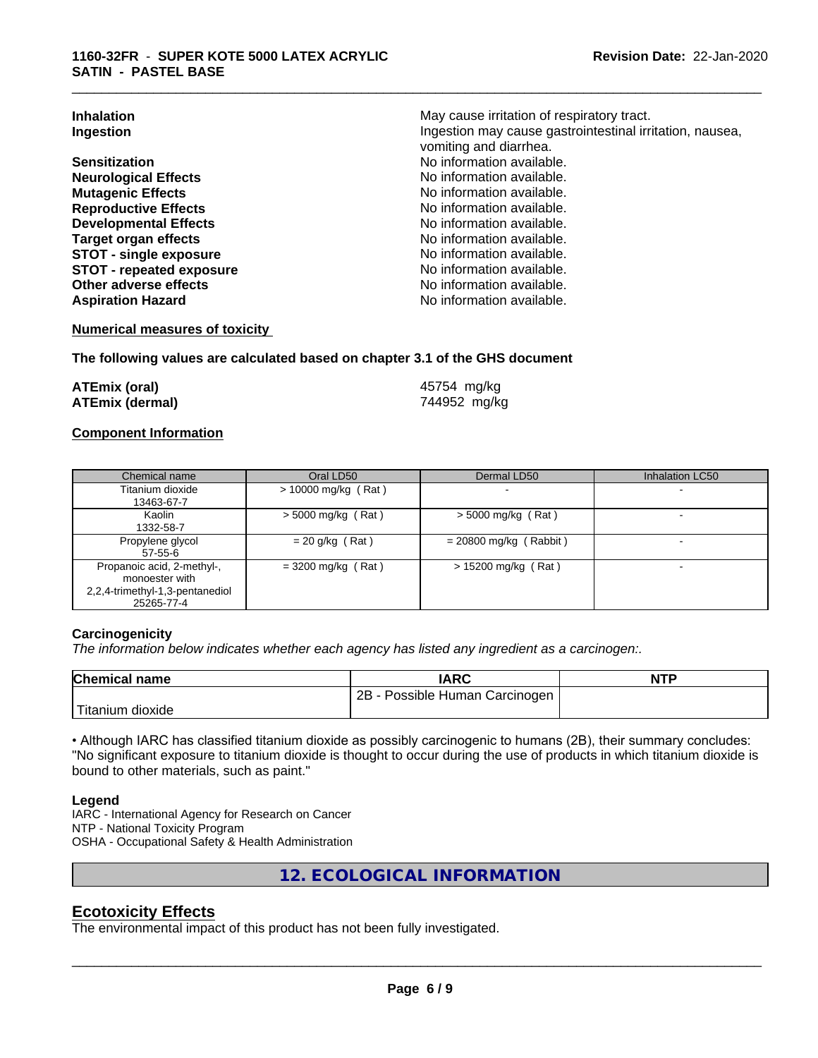| | |
|---|---|
| **Inhalation** | May cause irritation of respiratory tract. |
| **Ingestion** | Ingestion may cause gastrointestinal irritation, nausea, vomiting and diarrhea. |
| **Sensitization** | No information available. |
| **Neurological Effects** | No information available. |
| **Mutagenic Effects** | No information available. |
| **Reproductive Effects** | No information available. |
| **Developmental Effects** | No information available. |
| **Target organ effects** | No information available. |
| **STOT - single exposure** | No information available. |
| **STOT - repeated exposure** | No information available. |
| **Other adverse effects** | No information available. |
| **Aspiration Hazard** | No information available. |

**Numerical measures of toxicity**

**The following values are calculated based on chapter 3.1 of the GHS document**

| | |
|---|---|
| **ATEmix (oral)** | 45754 mg/kg |
| **ATEmix (dermal)** | 744952 mg/kg |

**Component Information**

| Chemical name | Oral LD50 | Dermal LD50 | Inhalation LC50 |
|---|---|---|---|
| Titanium dioxide 13463-67-7 | > 10000 mg/kg ( Rat ) | - | - |
| Kaolin 1332-58-7 | > 5000 mg/kg ( Rat ) | > 5000 mg/kg ( Rat ) | - |
| Propylene glycol 57-55-6 | = 20 g/kg ( Rat ) | = 20800 mg/kg ( Rabbit ) | - |
| Propanoic acid, 2-methyl-, monoester with 2,2,4-trimethyl-1,3-pentanediol 25265-77-4 | = 3200 mg/kg ( Rat ) | > 15200 mg/kg ( Rat ) | - |

**Carcinogenicity**

*The information below indicates whether each agency has listed any ingredient as a carcinogen:.*

| Chemical name | IARC | NTP |
|---|---|---|
| Titanium dioxide | 2B - Possible Human Carcinogen | |

• Although IARC has classified titanium dioxide as possibly carcinogenic to humans (2B), their summary concludes: "No significant exposure to titanium dioxide is thought to occur during the use of products in which titanium dioxide is bound to other materials, such as paint."

**Legend**

IARC - International Agency for Research on Cancer
NTP - National Toxicity Program
OSHA - Occupational Safety & Health Administration

## 12. ECOLOGICAL INFORMATION

## Ecotoxicity Effects

The environmental impact of this product has not been fully investigated.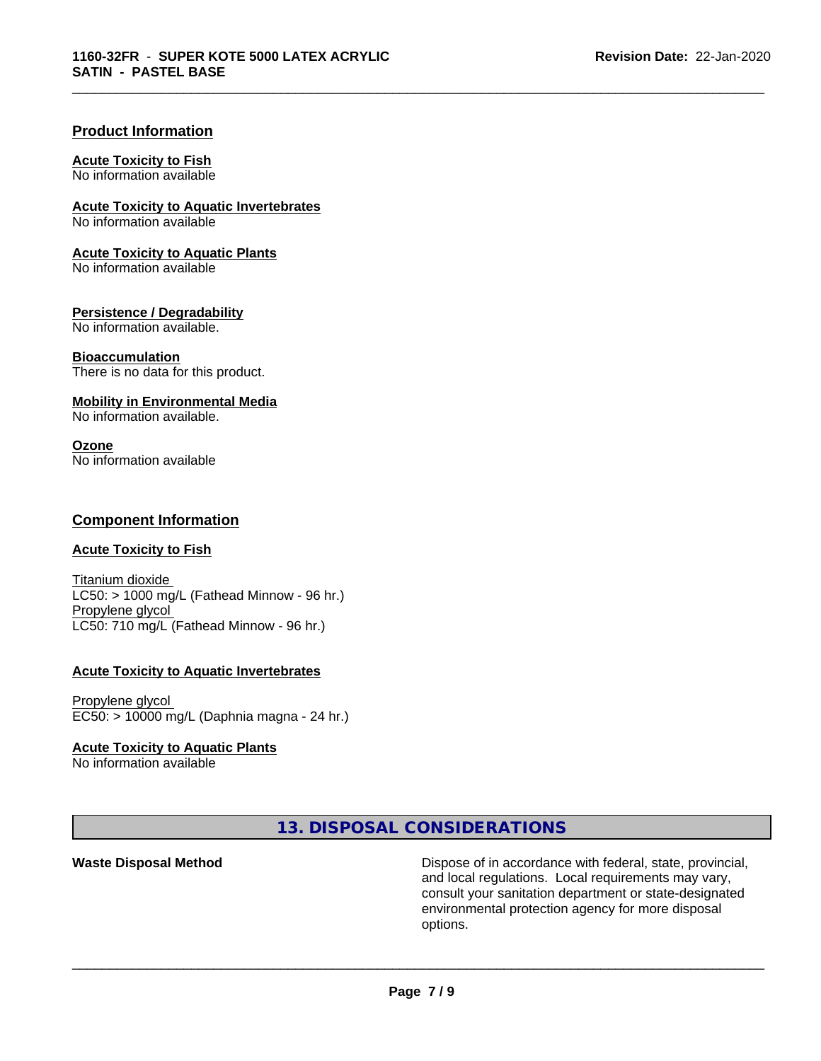## Product Information

**Acute Toxicity to Fish**
No information available

**Acute Toxicity to Aquatic Invertebrates**
No information available

**Acute Toxicity to Aquatic Plants**
No information available

**Persistence / Degradability**
No information available.

**Bioaccumulation**
There is no data for this product.

**Mobility in Environmental Media**
No information available.

**Ozone**
No information available

## Component Information

**Acute Toxicity to Fish**

Titanium dioxide
LC50: > 1000 mg/L (Fathead Minnow - 96 hr.)
Propylene glycol
LC50: 710 mg/L (Fathead Minnow - 96 hr.)

**Acute Toxicity to Aquatic Invertebrates**

Propylene glycol
EC50: > 10000 mg/L (Daphnia magna - 24 hr.)

**Acute Toxicity to Aquatic Plants**
No information available

## 13. DISPOSAL CONSIDERATIONS

**Waste Disposal Method**

Dispose of in accordance with federal, state, provincial, and local regulations. Local requirements may vary, consult your sanitation department or state-designated environmental protection agency for more disposal options.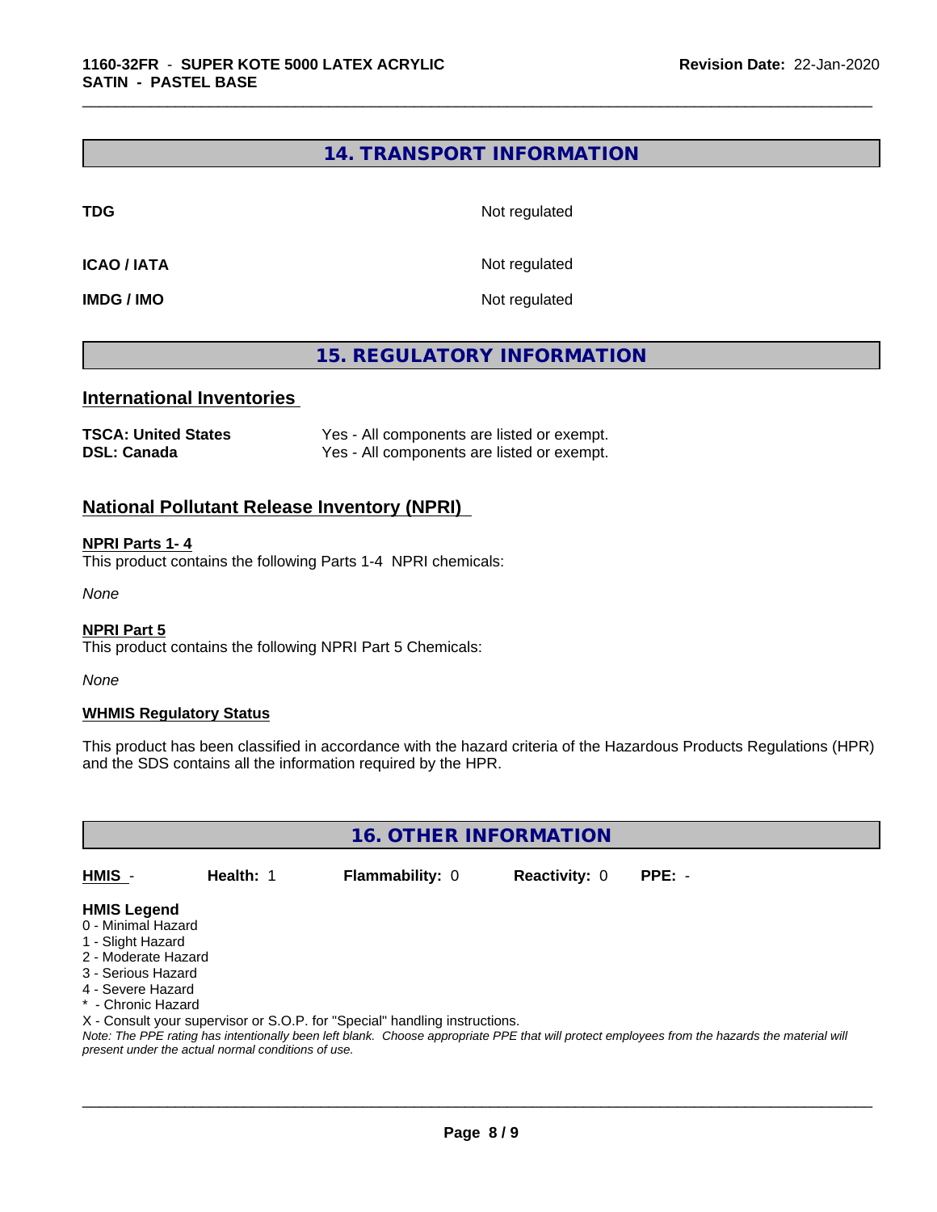## 14. TRANSPORT INFORMATION

| | |
|---|---|
| **TDG** | Not regulated |
| **ICAO / IATA** | Not regulated |
| **IMDG / IMO** | Not regulated |

## 15. REGULATORY INFORMATION

### International Inventories

| | |
|---|---|
| **TSCA: United States** | Yes - All components are listed or exempt. |
| **DSL: Canada** | Yes - All components are listed or exempt. |

### National Pollutant Release Inventory (NPRI)

**NPRI Parts 1- 4**

This product contains the following Parts 1-4 NPRI chemicals:

*None*

**NPRI Part 5**

This product contains the following NPRI Part 5 Chemicals:

*None*

**WHMIS Regulatory Status**

This product has been classified in accordance with the hazard criteria of the Hazardous Products Regulations (HPR) and the SDS contains all the information required by the HPR.

## 16. OTHER INFORMATION

| HMIS - | Health: 1 | Flammability: 0 | Reactivity: 0 | PPE: - |
|---|---|---|---|---|

**HMIS Legend**

0 - Minimal Hazard
1 - Slight Hazard
2 - Moderate Hazard
3 - Serious Hazard
4 - Severe Hazard
* - Chronic Hazard
X - Consult your supervisor or S.O.P. for "Special" handling instructions.

*Note: The PPE rating has intentionally been left blank. Choose appropriate PPE that will protect employees from the hazards the material will present under the actual normal conditions of use.*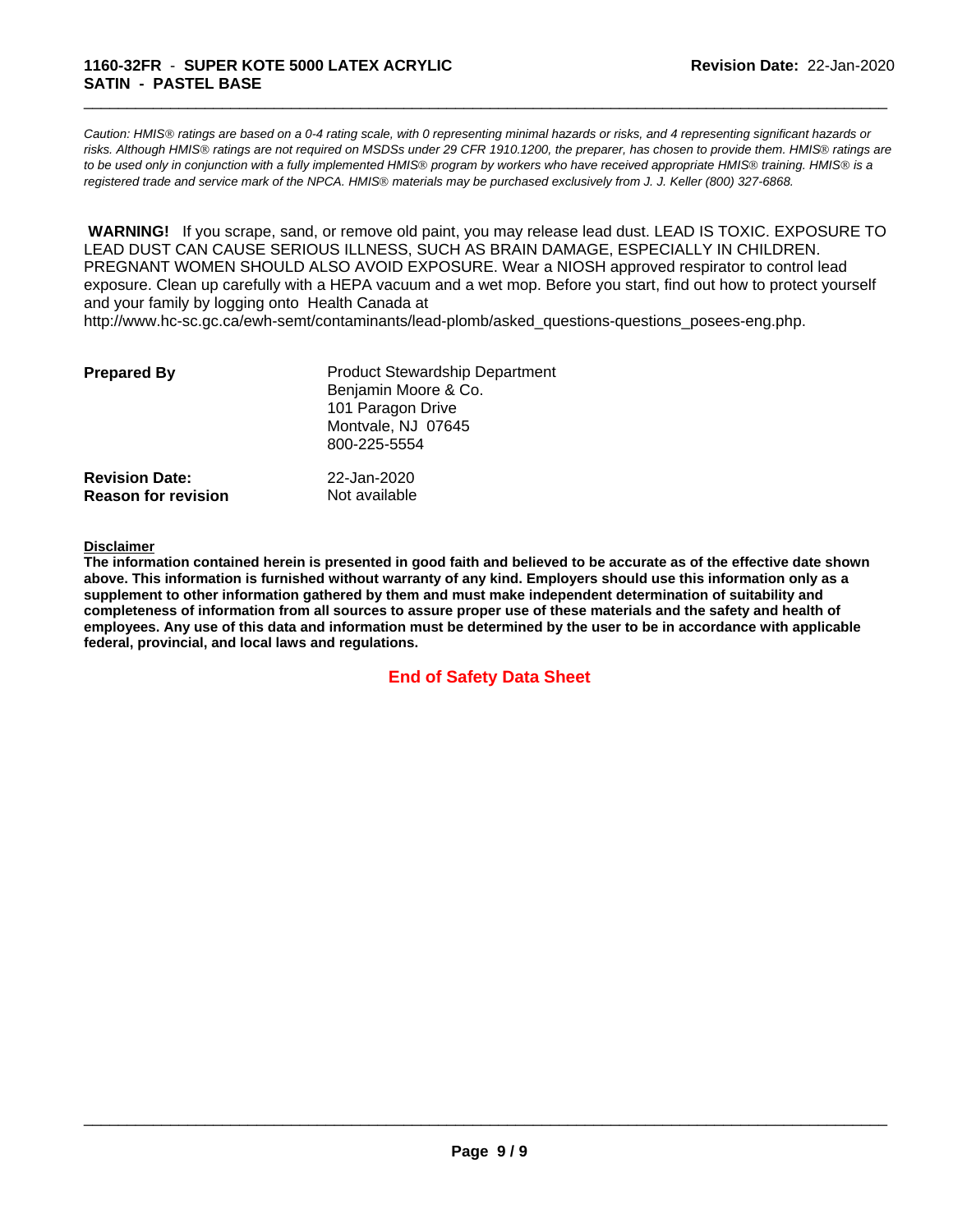*Caution: HMIS® ratings are based on a 0-4 rating scale, with 0 representing minimal hazards or risks, and 4 representing significant hazards or risks. Although HMIS® ratings are not required on MSDSs under 29 CFR 1910.1200, the preparer, has chosen to provide them. HMIS® ratings are to be used only in conjunction with a fully implemented HMIS® program by workers who have received appropriate HMIS® training. HMIS® is a registered trade and service mark of the NPCA. HMIS® materials may be purchased exclusively from J. J. Keller (800) 327-6868.*

**WARNING!** If you scrape, sand, or remove old paint, you may release lead dust. LEAD IS TOXIC. EXPOSURE TO LEAD DUST CAN CAUSE SERIOUS ILLNESS, SUCH AS BRAIN DAMAGE, ESPECIALLY IN CHILDREN. PREGNANT WOMEN SHOULD ALSO AVOID EXPOSURE. Wear a NIOSH approved respirator to control lead exposure. Clean up carefully with a HEPA vacuum and a wet mop. Before you start, find out how to protect yourself and your family by logging onto Health Canada at http://www.hc-sc.gc.ca/ewh-semt/contaminants/lead-plomb/asked_questions-questions_posees-eng.php.

| | |
|---|---|
| **Prepared By** | Product Stewardship Department<br>Benjamin Moore & Co.<br>101 Paragon Drive<br>Montvale, NJ 07645<br>800-225-5554 |
| **Revision Date:** | 22-Jan-2020 |
| **Reason for revision** | Not available |

**Disclaimer**

**The information contained herein is presented in good faith and believed to be accurate as of the effective date shown above. This information is furnished without warranty of any kind. Employers should use this information only as a supplement to other information gathered by them and must make independent determination of suitability and completeness of information from all sources to assure proper use of these materials and the safety and health of employees. Any use of this data and information must be determined by the user to be in accordance with applicable federal, provincial, and local laws and regulations.**

**End of Safety Data Sheet**